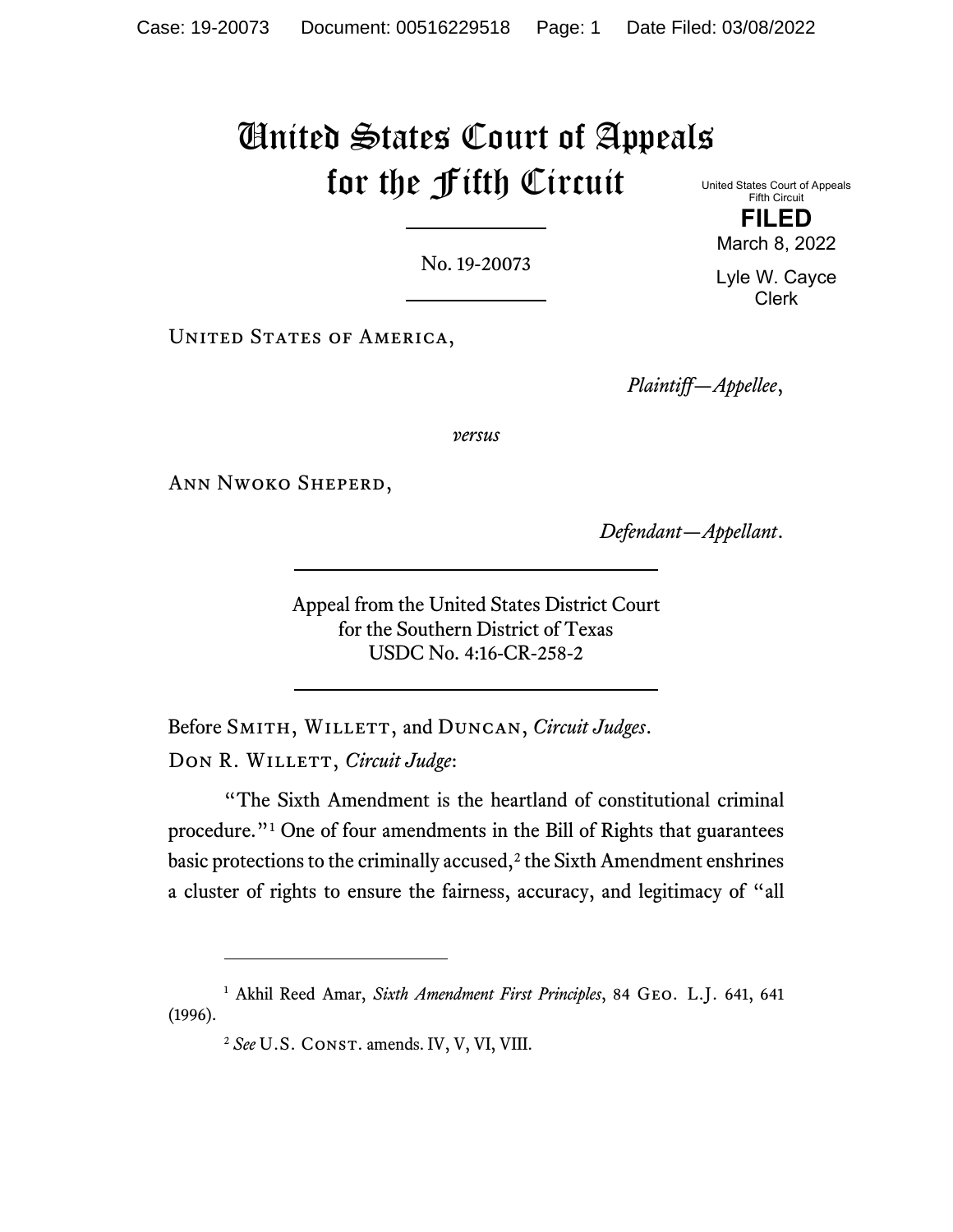# United States Court of Appeals for the Fifth Circuit

United States Court of Appeals
Fifth Circuit

**FILED**

March 8, 2022

Lyle W. Cayce
Clerk

No. 19-20073

United States of America,

*Plaintiff—Appellee*,

*versus*

Ann Nwoko Sheperd,

*Defendant—Appellant*.

Appeal from the United States District Court
for the Southern District of Texas
USDC No. 4:16-CR-258-2

Before Smith, Willett, and Duncan, *Circuit Judges*.

Don R. Willett, *Circuit Judge*:

"The Sixth Amendment is the heartland of constitutional criminal procedure."[1] One of four amendments in the Bill of Rights that guarantees basic protections to the criminally accused,[2] the Sixth Amendment enshrines a cluster of rights to ensure the fairness, accuracy, and legitimacy of "all

---

[1] Akhil Reed Amar, *Sixth Amendment First Principles*, 84 Geo. L.J. 641, 641 (1996).

[2] *See* U.S. Const. amends. IV, V, VI, VIII.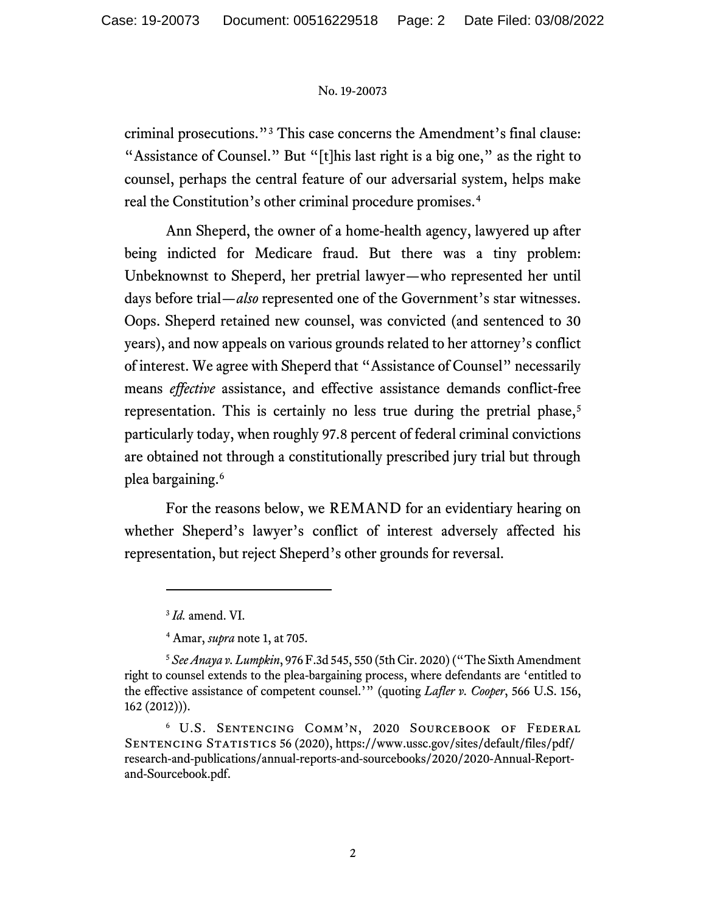criminal prosecutions."[3] This case concerns the Amendment's final clause: "Assistance of Counsel." But "[t]his last right is a big one," as the right to counsel, perhaps the central feature of our adversarial system, helps make real the Constitution's other criminal procedure promises.[4]

Ann Sheperd, the owner of a home-health agency, lawyered up after being indicted for Medicare fraud. But there was a tiny problem: Unbeknownst to Sheperd, her pretrial lawyer—who represented her until days before trial—*also* represented one of the Government's star witnesses. Oops. Sheperd retained new counsel, was convicted (and sentenced to 30 years), and now appeals on various grounds related to her attorney's conflict of interest. We agree with Sheperd that "Assistance of Counsel" necessarily means *effective* assistance, and effective assistance demands conflict-free representation. This is certainly no less true during the pretrial phase,[5] particularly today, when roughly 97.8 percent of federal criminal convictions are obtained not through a constitutionally prescribed jury trial but through plea bargaining.[6]

For the reasons below, we REMAND for an evidentiary hearing on whether Sheperd's lawyer's conflict of interest adversely affected his representation, but reject Sheperd's other grounds for reversal.

---

[3] *Id.* amend. VI.

[4] Amar, *supra* note 1, at 705.

[5] *See Anaya v. Lumpkin*, 976 F.3d 545, 550 (5th Cir. 2020) ("The Sixth Amendment right to counsel extends to the plea-bargaining process, where defendants are 'entitled to the effective assistance of competent counsel.'" (quoting *Lafler v. Cooper*, 566 U.S. 156, 162 (2012))).

[6] U.S. Sentencing Comm'n, 2020 Sourcebook of Federal Sentencing Statistics 56 (2020), https://www.ussc.gov/sites/default/files/pdf/research-and-publications/annual-reports-and-sourcebooks/2020/2020-Annual-Report-and-Sourcebook.pdf.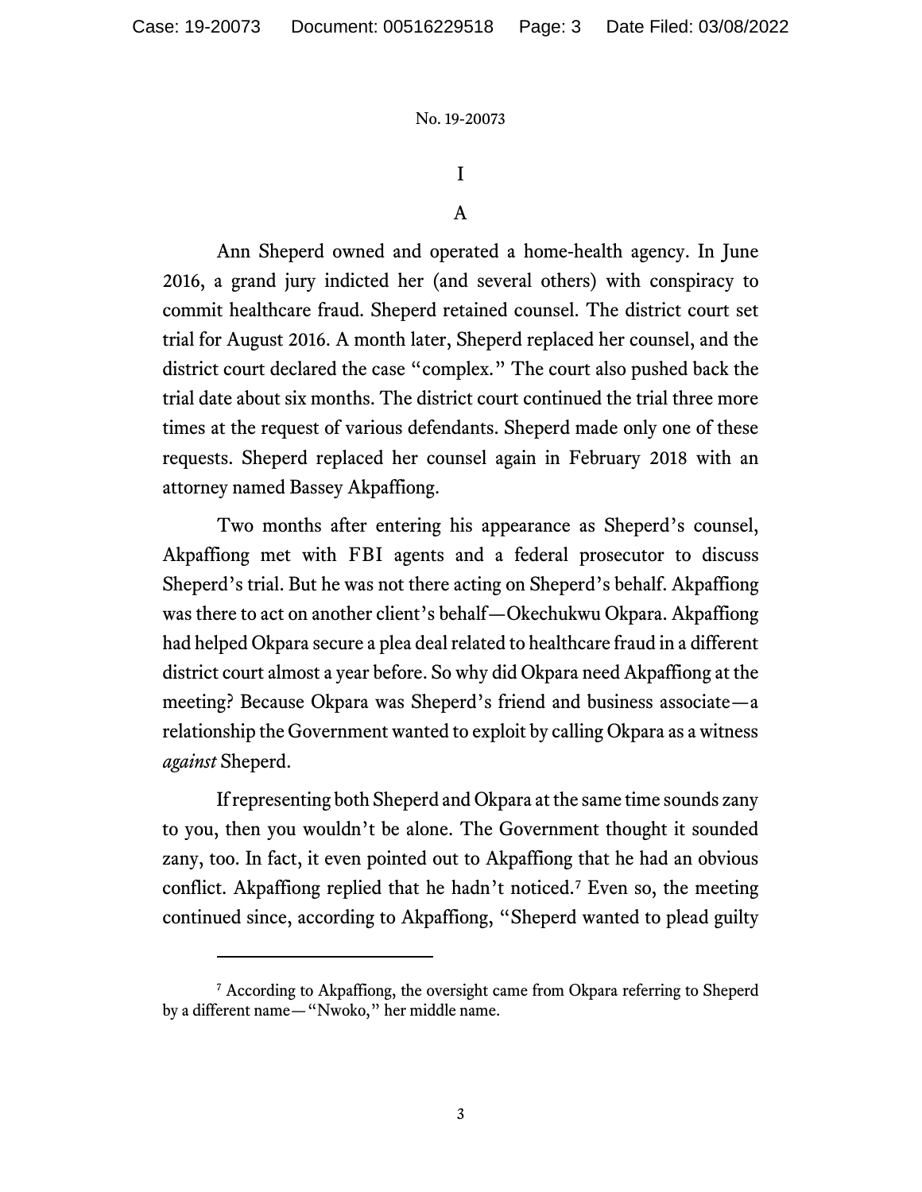# I

## A

Ann Sheperd owned and operated a home-health agency. In June 2016, a grand jury indicted her (and several others) with conspiracy to commit healthcare fraud. Sheperd retained counsel. The district court set trial for August 2016. A month later, Sheperd replaced her counsel, and the district court declared the case "complex." The court also pushed back the trial date about six months. The district court continued the trial three more times at the request of various defendants. Sheperd made only one of these requests. Sheperd replaced her counsel again in February 2018 with an attorney named Bassey Akpaffiong.

Two months after entering his appearance as Sheperd's counsel, Akpaffiong met with FBI agents and a federal prosecutor to discuss Sheperd's trial. But he was not there acting on Sheperd's behalf. Akpaffiong was there to act on another client's behalf—Okechukwu Okpara. Akpaffiong had helped Okpara secure a plea deal related to healthcare fraud in a different district court almost a year before. So why did Okpara need Akpaffiong at the meeting? Because Okpara was Sheperd's friend and business associate—a relationship the Government wanted to exploit by calling Okpara as a witness *against* Sheperd.

If representing both Sheperd and Okpara at the same time sounds zany to you, then you wouldn't be alone. The Government thought it sounded zany, too. In fact, it even pointed out to Akpaffiong that he had an obvious conflict. Akpaffiong replied that he hadn't noticed.[7] Even so, the meeting continued since, according to Akpaffiong, "Sheperd wanted to plead guilty

[7] According to Akpaffiong, the oversight came from Okpara referring to Sheperd by a different name—"Nwoko," her middle name.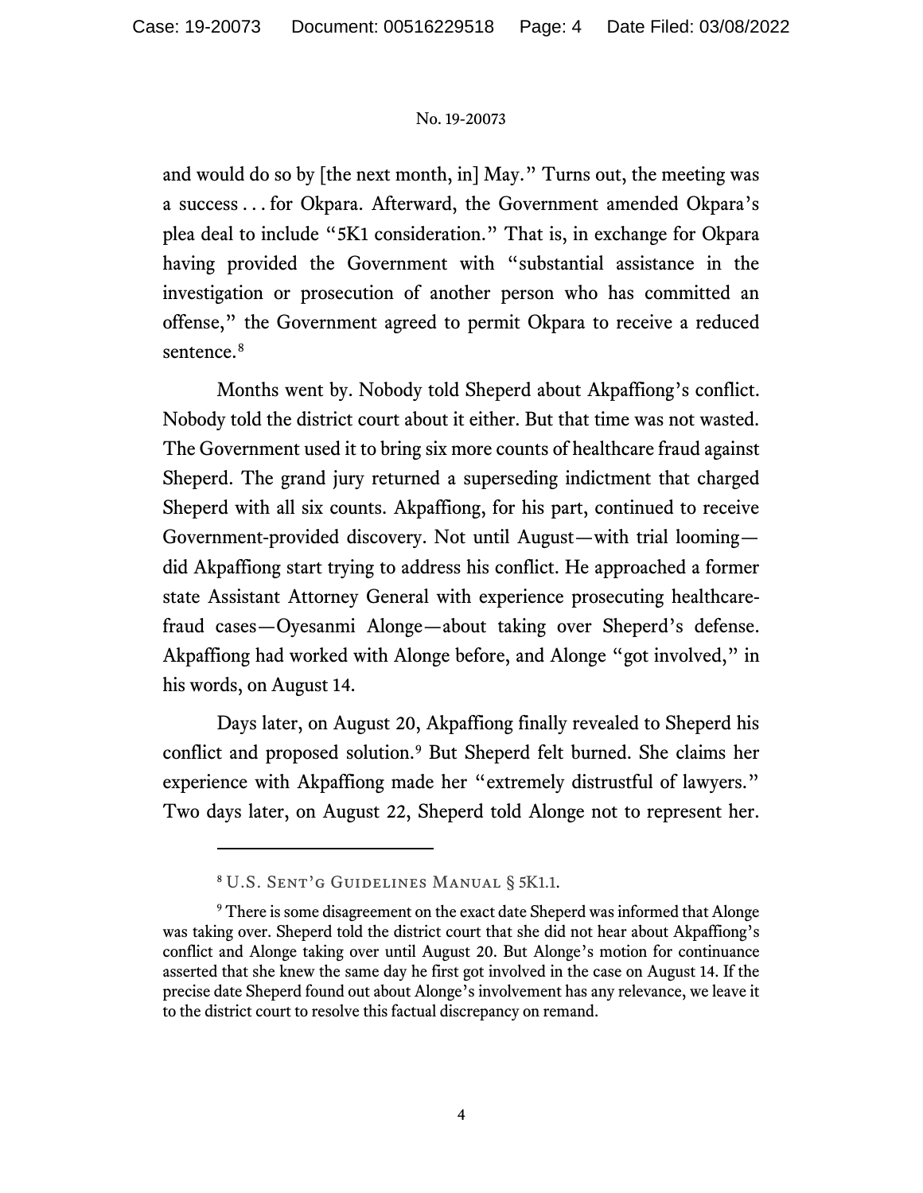and would do so by [the next month, in] May." Turns out, the meeting was a success . . . for Okpara. Afterward, the Government amended Okpara's plea deal to include "5K1 consideration." That is, in exchange for Okpara having provided the Government with "substantial assistance in the investigation or prosecution of another person who has committed an offense," the Government agreed to permit Okpara to receive a reduced sentence.[8]

Months went by. Nobody told Sheperd about Akpaffiong's conflict. Nobody told the district court about it either. But that time was not wasted. The Government used it to bring six more counts of healthcare fraud against Sheperd. The grand jury returned a superseding indictment that charged Sheperd with all six counts. Akpaffiong, for his part, continued to receive Government-provided discovery. Not until August—with trial looming—did Akpaffiong start trying to address his conflict. He approached a former state Assistant Attorney General with experience prosecuting healthcare-fraud cases—Oyesanmi Alonge—about taking over Sheperd's defense. Akpaffiong had worked with Alonge before, and Alonge "got involved," in his words, on August 14.

Days later, on August 20, Akpaffiong finally revealed to Sheperd his conflict and proposed solution.[9] But Sheperd felt burned. She claims her experience with Akpaffiong made her "extremely distrustful of lawyers." Two days later, on August 22, Sheperd told Alonge not to represent her.

---

[8] U.S. Sent'g Guidelines Manual § 5K1.1.

[9] There is some disagreement on the exact date Sheperd was informed that Alonge was taking over. Sheperd told the district court that she did not hear about Akpaffiong's conflict and Alonge taking over until August 20. But Alonge's motion for continuance asserted that she knew the same day he first got involved in the case on August 14. If the precise date Sheperd found out about Alonge's involvement has any relevance, we leave it to the district court to resolve this factual discrepancy on remand.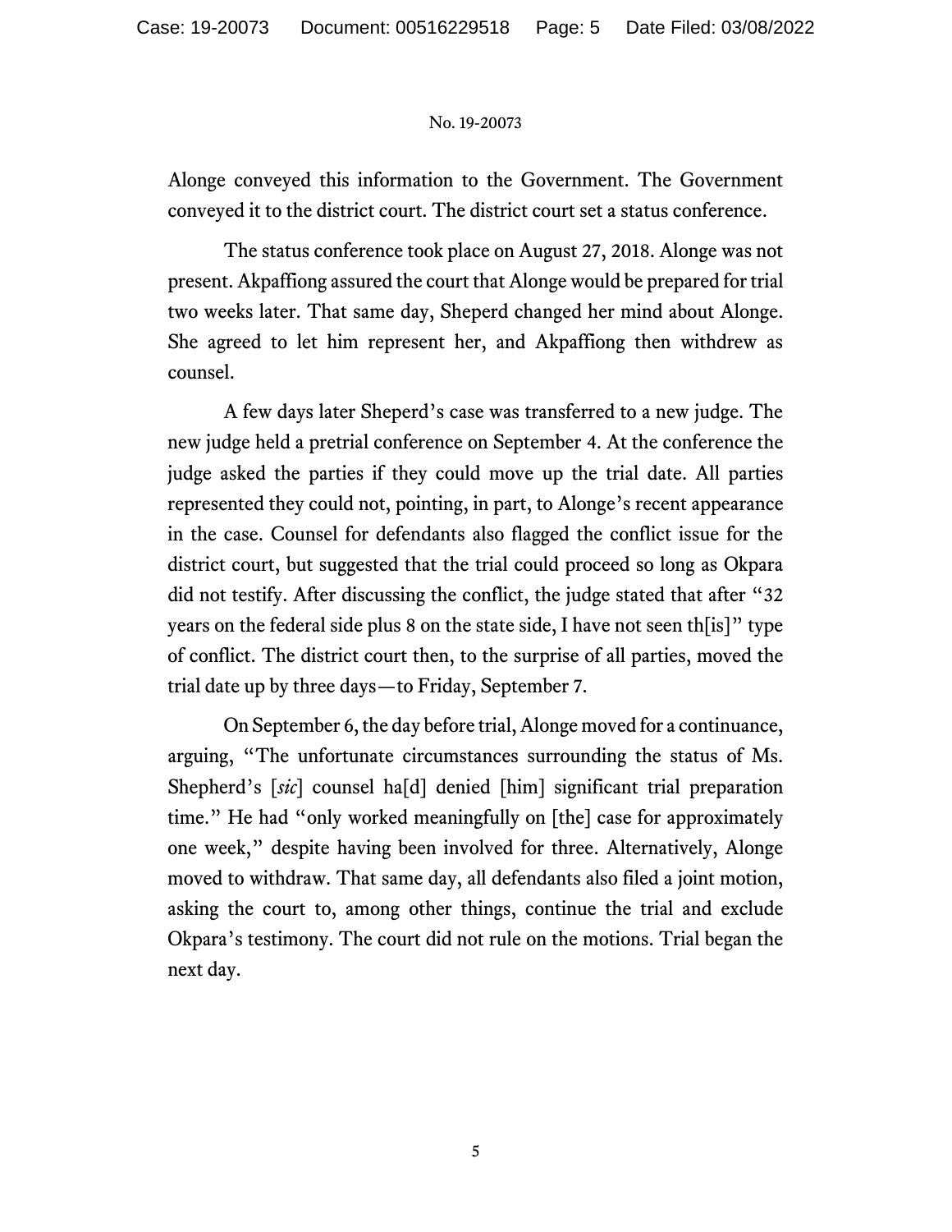Alonge conveyed this information to the Government. The Government conveyed it to the district court. The district court set a status conference.

The status conference took place on August 27, 2018. Alonge was not present. Akpaffiong assured the court that Alonge would be prepared for trial two weeks later. That same day, Sheperd changed her mind about Alonge. She agreed to let him represent her, and Akpaffiong then withdrew as counsel.

A few days later Sheperd's case was transferred to a new judge. The new judge held a pretrial conference on September 4. At the conference the judge asked the parties if they could move up the trial date. All parties represented they could not, pointing, in part, to Alonge's recent appearance in the case. Counsel for defendants also flagged the conflict issue for the district court, but suggested that the trial could proceed so long as Okpara did not testify. After discussing the conflict, the judge stated that after "32 years on the federal side plus 8 on the state side, I have not seen th[is]" type of conflict. The district court then, to the surprise of all parties, moved the trial date up by three days—to Friday, September 7.

On September 6, the day before trial, Alonge moved for a continuance, arguing, "The unfortunate circumstances surrounding the status of Ms. Shepherd's [*sic*] counsel ha[d] denied [him] significant trial preparation time." He had "only worked meaningfully on [the] case for approximately one week," despite having been involved for three. Alternatively, Alonge moved to withdraw. That same day, all defendants also filed a joint motion, asking the court to, among other things, continue the trial and exclude Okpara's testimony. The court did not rule on the motions. Trial began the next day.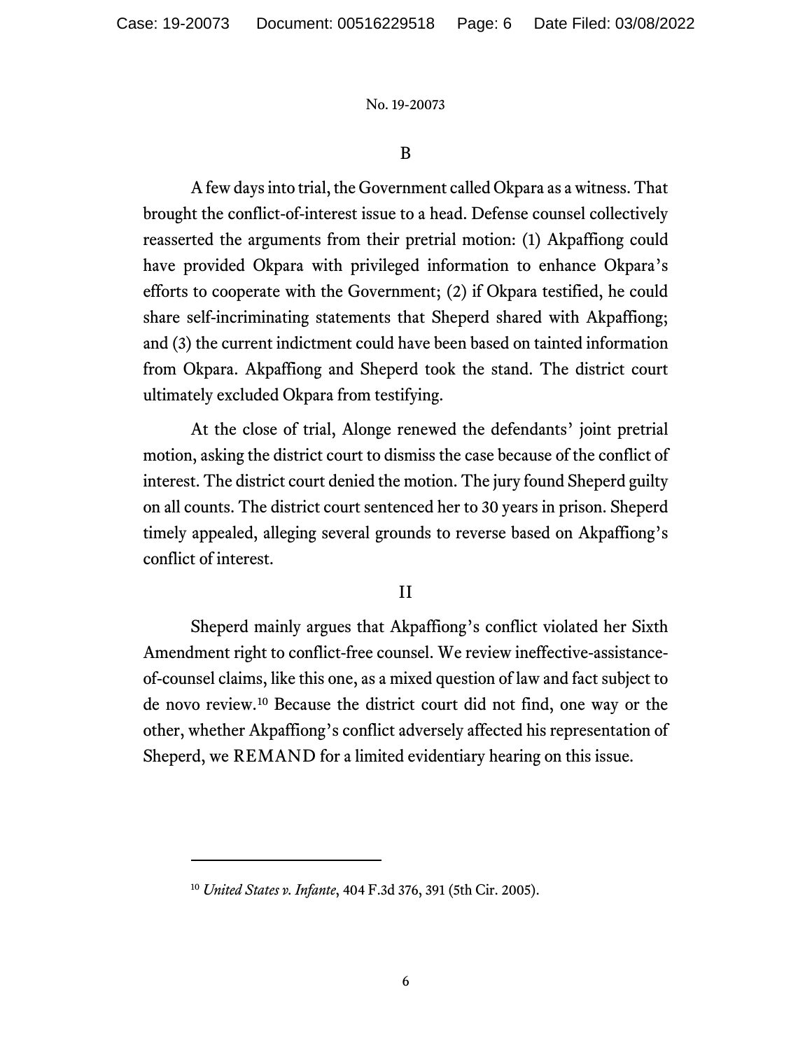### B

A few days into trial, the Government called Okpara as a witness. That brought the conflict-of-interest issue to a head. Defense counsel collectively reasserted the arguments from their pretrial motion: (1) Akpaffiong could have provided Okpara with privileged information to enhance Okpara's efforts to cooperate with the Government; (2) if Okpara testified, he could share self-incriminating statements that Sheperd shared with Akpaffiong; and (3) the current indictment could have been based on tainted information from Okpara. Akpaffiong and Sheperd took the stand. The district court ultimately excluded Okpara from testifying.

At the close of trial, Alonge renewed the defendants' joint pretrial motion, asking the district court to dismiss the case because of the conflict of interest. The district court denied the motion. The jury found Sheperd guilty on all counts. The district court sentenced her to 30 years in prison. Sheperd timely appealed, alleging several grounds to reverse based on Akpaffiong's conflict of interest.

## II

Sheperd mainly argues that Akpaffiong's conflict violated her Sixth Amendment right to conflict-free counsel. We review ineffective-assistance-of-counsel claims, like this one, as a mixed question of law and fact subject to de novo review.[10] Because the district court did not find, one way or the other, whether Akpaffiong's conflict adversely affected his representation of Sheperd, we REMAND for a limited evidentiary hearing on this issue.

---

[10] *United States v. Infante*, 404 F.3d 376, 391 (5th Cir. 2005).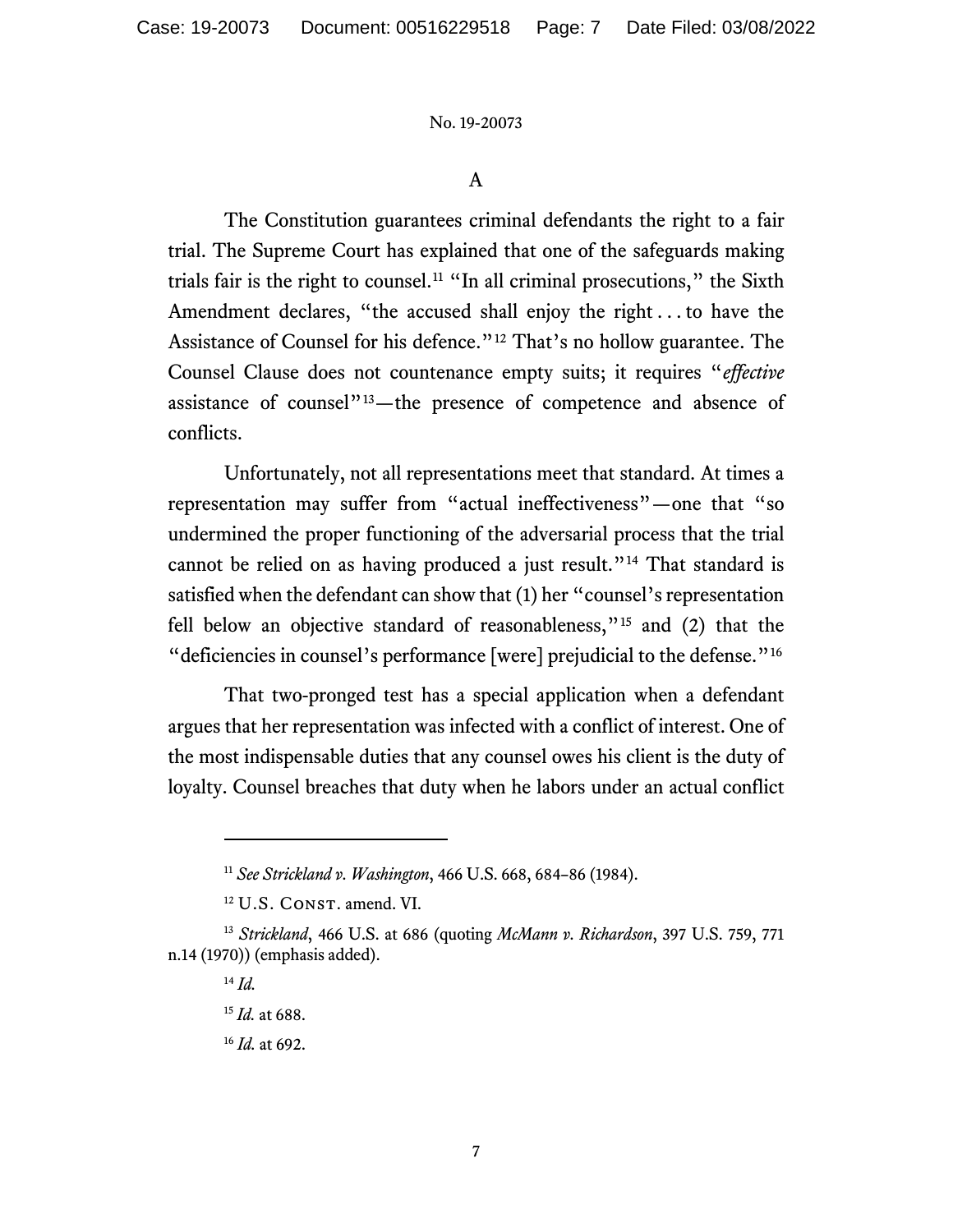### A

The Constitution guarantees criminal defendants the right to a fair trial. The Supreme Court has explained that one of the safeguards making trials fair is the right to counsel.[11] "In all criminal prosecutions," the Sixth Amendment declares, "the accused shall enjoy the right . . . to have the Assistance of Counsel for his defence."[12] That's no hollow guarantee. The Counsel Clause does not countenance empty suits; it requires "*effective* assistance of counsel"[13]—the presence of competence and absence of conflicts.

Unfortunately, not all representations meet that standard. At times a representation may suffer from "actual ineffectiveness"—one that "so undermined the proper functioning of the adversarial process that the trial cannot be relied on as having produced a just result."[14] That standard is satisfied when the defendant can show that (1) her "counsel's representation fell below an objective standard of reasonableness,"[15] and (2) that the "deficiencies in counsel's performance [were] prejudicial to the defense."[16]

That two-pronged test has a special application when a defendant argues that her representation was infected with a conflict of interest. One of the most indispensable duties that any counsel owes his client is the duty of loyalty. Counsel breaches that duty when he labors under an actual conflict

---

[11] *See Strickland v. Washington*, 466 U.S. 668, 684–86 (1984).

[12] U.S. Const. amend. VI.

[13] *Strickland*, 466 U.S. at 686 (quoting *McMann v. Richardson*, 397 U.S. 759, 771 n.14 (1970)) (emphasis added).

[14] *Id.*

[15] *Id.* at 688.

[16] *Id.* at 692.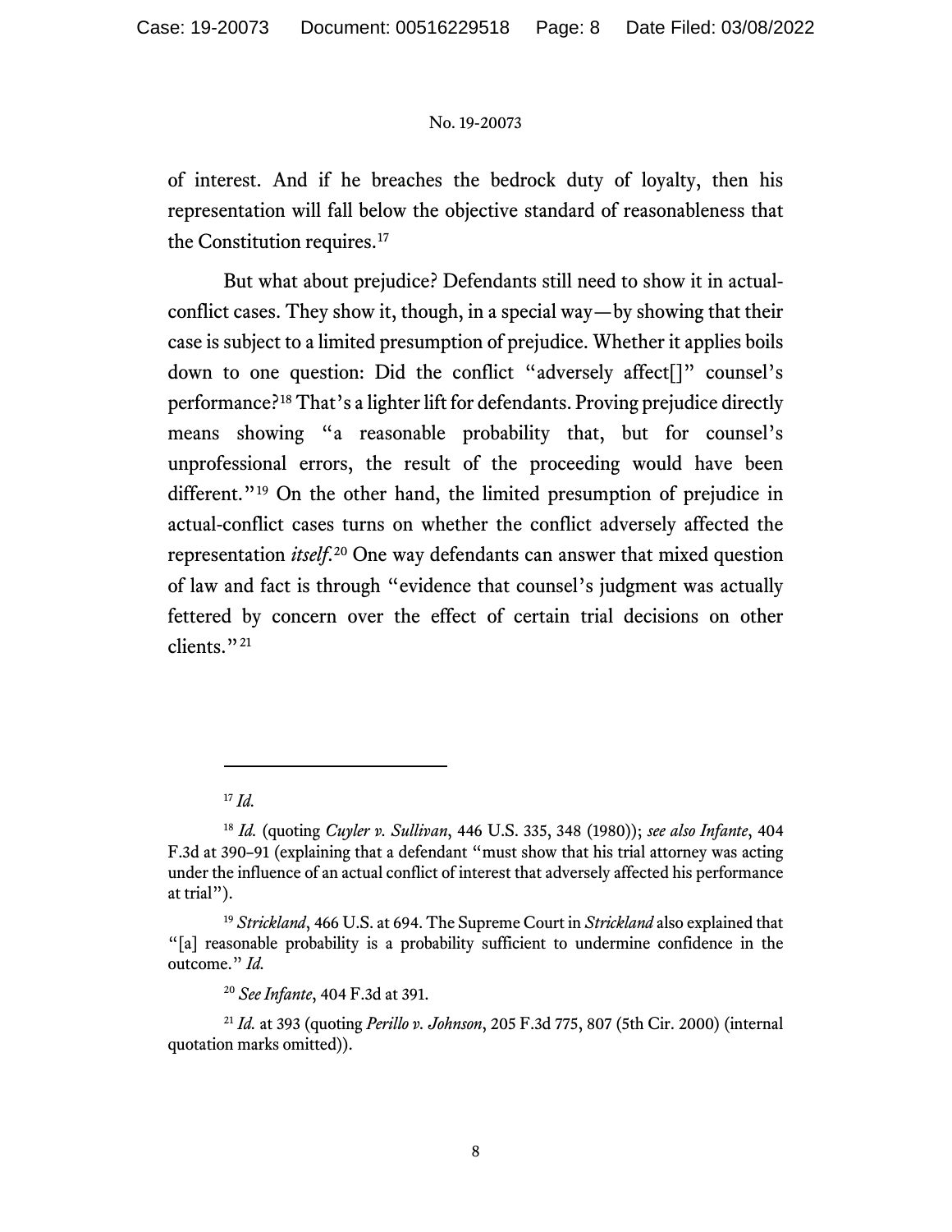of interest. And if he breaches the bedrock duty of loyalty, then his representation will fall below the objective standard of reasonableness that the Constitution requires.[17]

But what about prejudice? Defendants still need to show it in actual-conflict cases. They show it, though, in a special way—by showing that their case is subject to a limited presumption of prejudice. Whether it applies boils down to one question: Did the conflict "adversely affect[]" counsel's performance?[18] That's a lighter lift for defendants. Proving prejudice directly means showing "a reasonable probability that, but for counsel's unprofessional errors, the result of the proceeding would have been different."[19] On the other hand, the limited presumption of prejudice in actual-conflict cases turns on whether the conflict adversely affected the representation *itself*.[20] One way defendants can answer that mixed question of law and fact is through "evidence that counsel's judgment was actually fettered by concern over the effect of certain trial decisions on other clients."[21]

---

[17] *Id.*

[18] *Id.* (quoting *Cuyler v. Sullivan*, 446 U.S. 335, 348 (1980)); *see also Infante*, 404 F.3d at 390–91 (explaining that a defendant "must show that his trial attorney was acting under the influence of an actual conflict of interest that adversely affected his performance at trial").

[19] *Strickland*, 466 U.S. at 694. The Supreme Court in *Strickland* also explained that "[a] reasonable probability is a probability sufficient to undermine confidence in the outcome." *Id.*

[20] *See Infante*, 404 F.3d at 391.

[21] *Id.* at 393 (quoting *Perillo v. Johnson*, 205 F.3d 775, 807 (5th Cir. 2000) (internal quotation marks omitted)).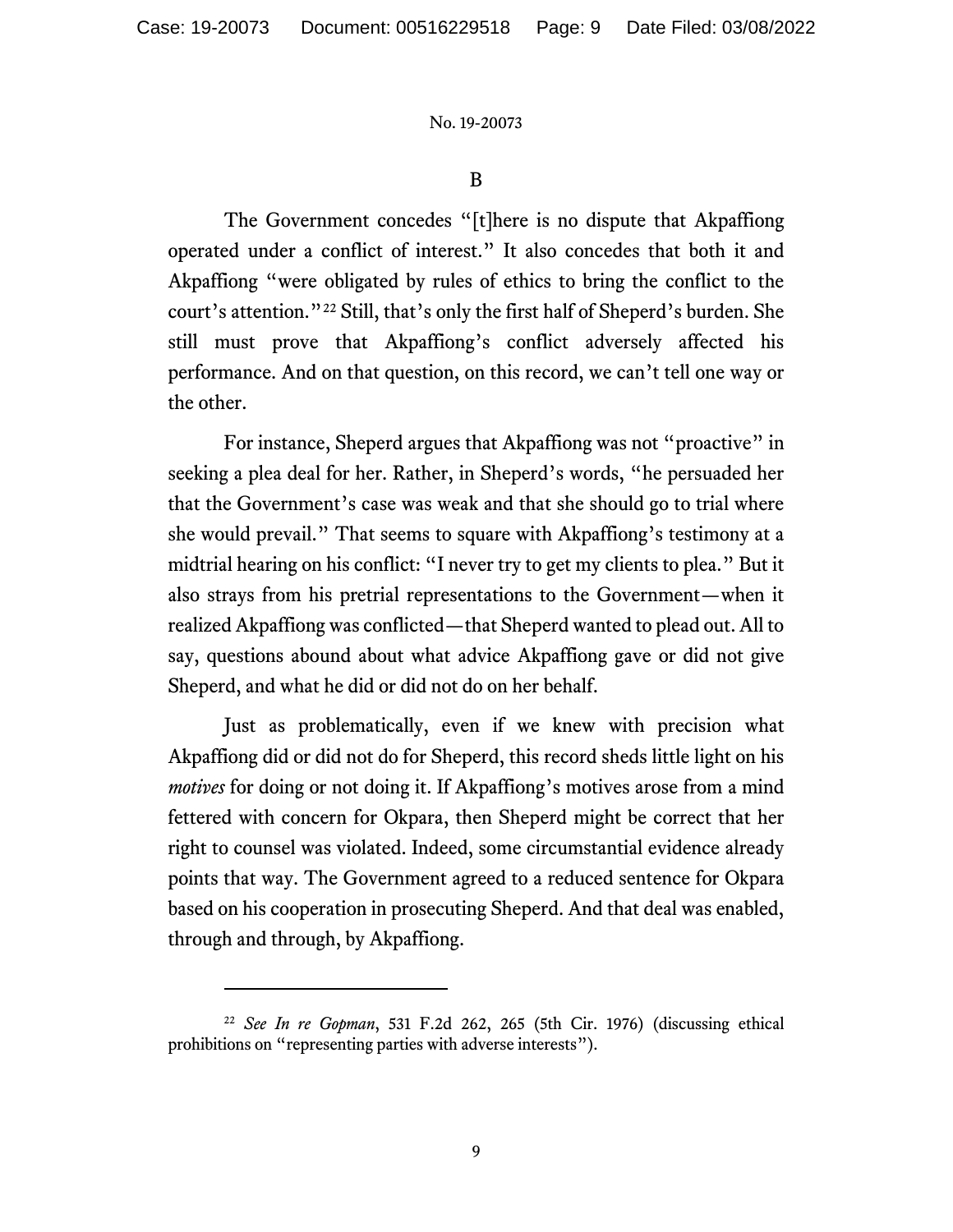## B

The Government concedes "[t]here is no dispute that Akpaffiong operated under a conflict of interest." It also concedes that both it and Akpaffiong "were obligated by rules of ethics to bring the conflict to the court's attention."[22] Still, that's only the first half of Sheperd's burden. She still must prove that Akpaffiong's conflict adversely affected his performance. And on that question, on this record, we can't tell one way or the other.

For instance, Sheperd argues that Akpaffiong was not "proactive" in seeking a plea deal for her. Rather, in Sheperd's words, "he persuaded her that the Government's case was weak and that she should go to trial where she would prevail." That seems to square with Akpaffiong's testimony at a midtrial hearing on his conflict: "I never try to get my clients to plea." But it also strays from his pretrial representations to the Government—when it realized Akpaffiong was conflicted—that Sheperd wanted to plead out. All to say, questions abound about what advice Akpaffiong gave or did not give Sheperd, and what he did or did not do on her behalf.

Just as problematically, even if we knew with precision what Akpaffiong did or did not do for Sheperd, this record sheds little light on his *motives* for doing or not doing it. If Akpaffiong's motives arose from a mind fettered with concern for Okpara, then Sheperd might be correct that her right to counsel was violated. Indeed, some circumstantial evidence already points that way. The Government agreed to a reduced sentence for Okpara based on his cooperation in prosecuting Sheperd. And that deal was enabled, through and through, by Akpaffiong.

---

[22] *See In re Gopman*, 531 F.2d 262, 265 (5th Cir. 1976) (discussing ethical prohibitions on "representing parties with adverse interests").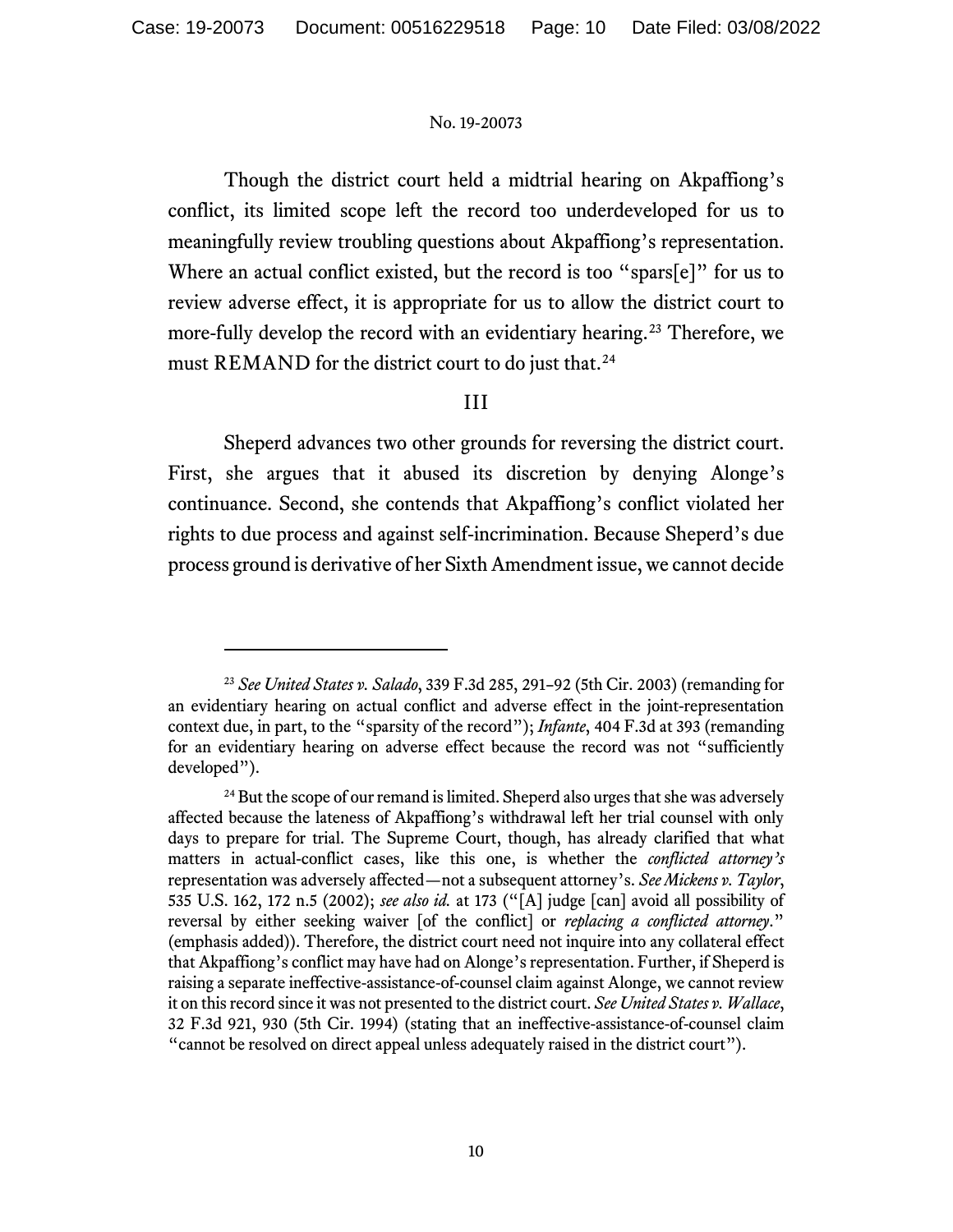Though the district court held a midtrial hearing on Akpaffiong's conflict, its limited scope left the record too underdeveloped for us to meaningfully review troubling questions about Akpaffiong's representation. Where an actual conflict existed, but the record is too "spars[e]" for us to review adverse effect, it is appropriate for us to allow the district court to more-fully develop the record with an evidentiary hearing.[23] Therefore, we must REMAND for the district court to do just that.[24]

## III

Sheperd advances two other grounds for reversing the district court. First, she argues that it abused its discretion by denying Alonge's continuance. Second, she contends that Akpaffiong's conflict violated her rights to due process and against self-incrimination. Because Sheperd's due process ground is derivative of her Sixth Amendment issue, we cannot decide

---

[23] *See United States v. Salado*, 339 F.3d 285, 291–92 (5th Cir. 2003) (remanding for an evidentiary hearing on actual conflict and adverse effect in the joint-representation context due, in part, to the "sparsity of the record"); *Infante*, 404 F.3d at 393 (remanding for an evidentiary hearing on adverse effect because the record was not "sufficiently developed").

[24] But the scope of our remand is limited. Sheperd also urges that she was adversely affected because the lateness of Akpaffiong's withdrawal left her trial counsel with only days to prepare for trial. The Supreme Court, though, has already clarified that what matters in actual-conflict cases, like this one, is whether the *conflicted attorney's* representation was adversely affected—not a subsequent attorney's. *See Mickens v. Taylor*, 535 U.S. 162, 172 n.5 (2002); *see also id.* at 173 ("[A] judge [can] avoid all possibility of reversal by either seeking waiver [of the conflict] or *replacing a conflicted attorney*." (emphasis added)). Therefore, the district court need not inquire into any collateral effect that Akpaffiong's conflict may have had on Alonge's representation. Further, if Sheperd is raising a separate ineffective-assistance-of-counsel claim against Alonge, we cannot review it on this record since it was not presented to the district court. *See United States v. Wallace*, 32 F.3d 921, 930 (5th Cir. 1994) (stating that an ineffective-assistance-of-counsel claim "cannot be resolved on direct appeal unless adequately raised in the district court").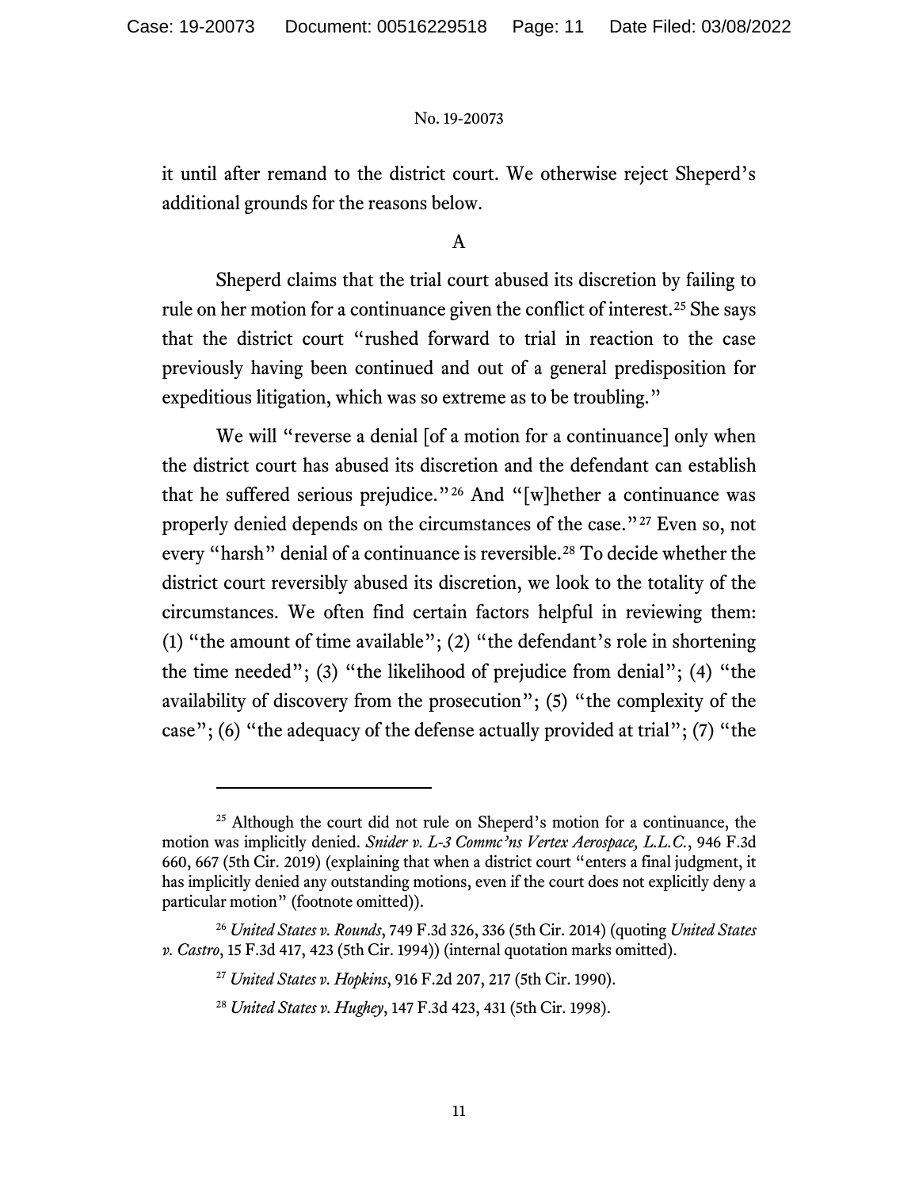it until after remand to the district court. We otherwise reject Sheperd's additional grounds for the reasons below.

### A

Sheperd claims that the trial court abused its discretion by failing to rule on her motion for a continuance given the conflict of interest.[25] She says that the district court "rushed forward to trial in reaction to the case previously having been continued and out of a general predisposition for expeditious litigation, which was so extreme as to be troubling."

We will "reverse a denial [of a motion for a continuance] only when the district court has abused its discretion and the defendant can establish that he suffered serious prejudice."[26] And "[w]hether a continuance was properly denied depends on the circumstances of the case."[27] Even so, not every "harsh" denial of a continuance is reversible.[28] To decide whether the district court reversibly abused its discretion, we look to the totality of the circumstances. We often find certain factors helpful in reviewing them: (1) "the amount of time available"; (2) "the defendant's role in shortening the time needed"; (3) "the likelihood of prejudice from denial"; (4) "the availability of discovery from the prosecution"; (5) "the complexity of the case"; (6) "the adequacy of the defense actually provided at trial"; (7) "the

---

[25] Although the court did not rule on Sheperd's motion for a continuance, the motion was implicitly denied. *Snider v. L-3 Commc'ns Vertex Aerospace, L.L.C.*, 946 F.3d 660, 667 (5th Cir. 2019) (explaining that when a district court "enters a final judgment, it has implicitly denied any outstanding motions, even if the court does not explicitly deny a particular motion" (footnote omitted)).

[26] *United States v. Rounds*, 749 F.3d 326, 336 (5th Cir. 2014) (quoting *United States v. Castro*, 15 F.3d 417, 423 (5th Cir. 1994)) (internal quotation marks omitted).

[27] *United States v. Hopkins*, 916 F.2d 207, 217 (5th Cir. 1990).

[28] *United States v. Hughey*, 147 F.3d 423, 431 (5th Cir. 1998).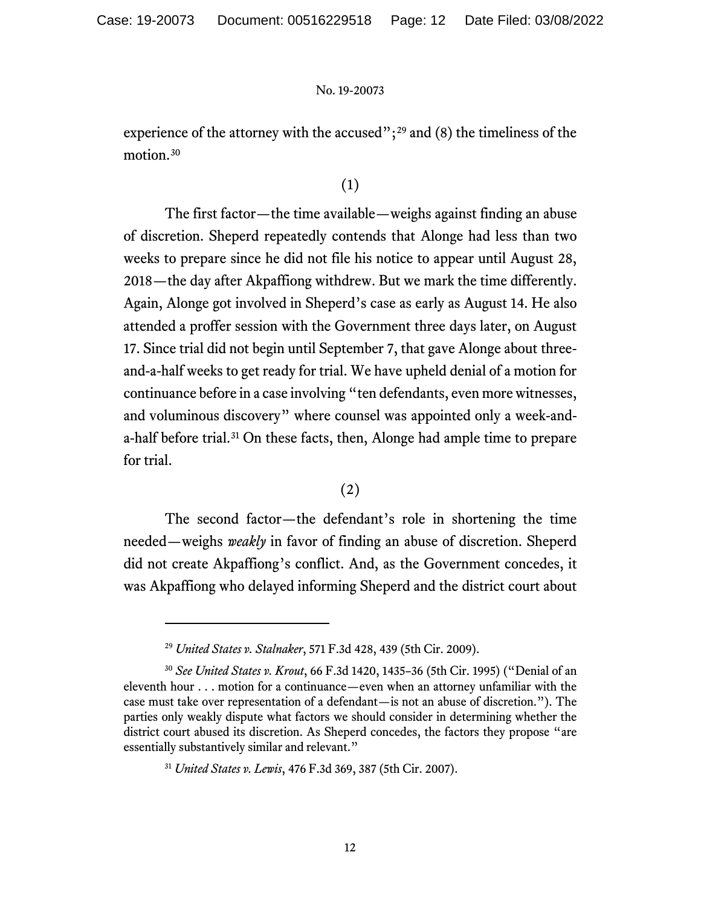experience of the attorney with the accused";[29] and (8) the timeliness of the motion.[30]

(1)

The first factor—the time available—weighs against finding an abuse of discretion. Sheperd repeatedly contends that Alonge had less than two weeks to prepare since he did not file his notice to appear until August 28, 2018—the day after Akpaffiong withdrew. But we mark the time differently. Again, Alonge got involved in Sheperd's case as early as August 14. He also attended a proffer session with the Government three days later, on August 17. Since trial did not begin until September 7, that gave Alonge about three-and-a-half weeks to get ready for trial. We have upheld denial of a motion for continuance before in a case involving "ten defendants, even more witnesses, and voluminous discovery" where counsel was appointed only a week-and-a-half before trial.[31] On these facts, then, Alonge had ample time to prepare for trial.

(2)

The second factor—the defendant's role in shortening the time needed—weighs *weakly* in favor of finding an abuse of discretion. Sheperd did not create Akpaffiong's conflict. And, as the Government concedes, it was Akpaffiong who delayed informing Sheperd and the district court about

---

[29] *United States v. Stalnaker*, 571 F.3d 428, 439 (5th Cir. 2009).

[30] *See United States v. Krout*, 66 F.3d 1420, 1435–36 (5th Cir. 1995) ("Denial of an eleventh hour . . . motion for a continuance—even when an attorney unfamiliar with the case must take over representation of a defendant—is not an abuse of discretion."). The parties only weakly dispute what factors we should consider in determining whether the district court abused its discretion. As Sheperd concedes, the factors they propose "are essentially substantively similar and relevant."

[31] *United States v. Lewis*, 476 F.3d 369, 387 (5th Cir. 2007).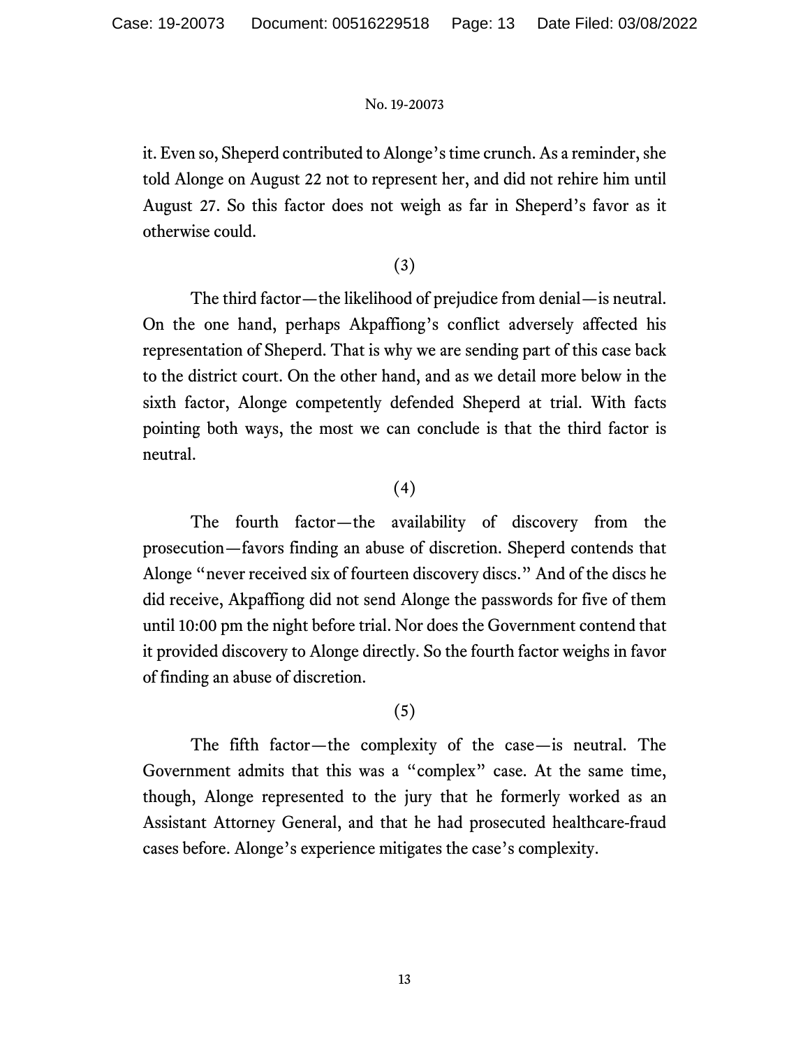it. Even so, Sheperd contributed to Alonge's time crunch. As a reminder, she told Alonge on August 22 not to represent her, and did not rehire him until August 27. So this factor does not weigh as far in Sheperd's favor as it otherwise could.

(3)

The third factor—the likelihood of prejudice from denial—is neutral. On the one hand, perhaps Akpaffiong's conflict adversely affected his representation of Sheperd. That is why we are sending part of this case back to the district court. On the other hand, and as we detail more below in the sixth factor, Alonge competently defended Sheperd at trial. With facts pointing both ways, the most we can conclude is that the third factor is neutral.

(4)

The fourth factor—the availability of discovery from the prosecution—favors finding an abuse of discretion. Sheperd contends that Alonge "never received six of fourteen discovery discs." And of the discs he did receive, Akpaffiong did not send Alonge the passwords for five of them until 10:00 pm the night before trial. Nor does the Government contend that it provided discovery to Alonge directly. So the fourth factor weighs in favor of finding an abuse of discretion.

(5)

The fifth factor—the complexity of the case—is neutral. The Government admits that this was a "complex" case. At the same time, though, Alonge represented to the jury that he formerly worked as an Assistant Attorney General, and that he had prosecuted healthcare-fraud cases before. Alonge's experience mitigates the case's complexity.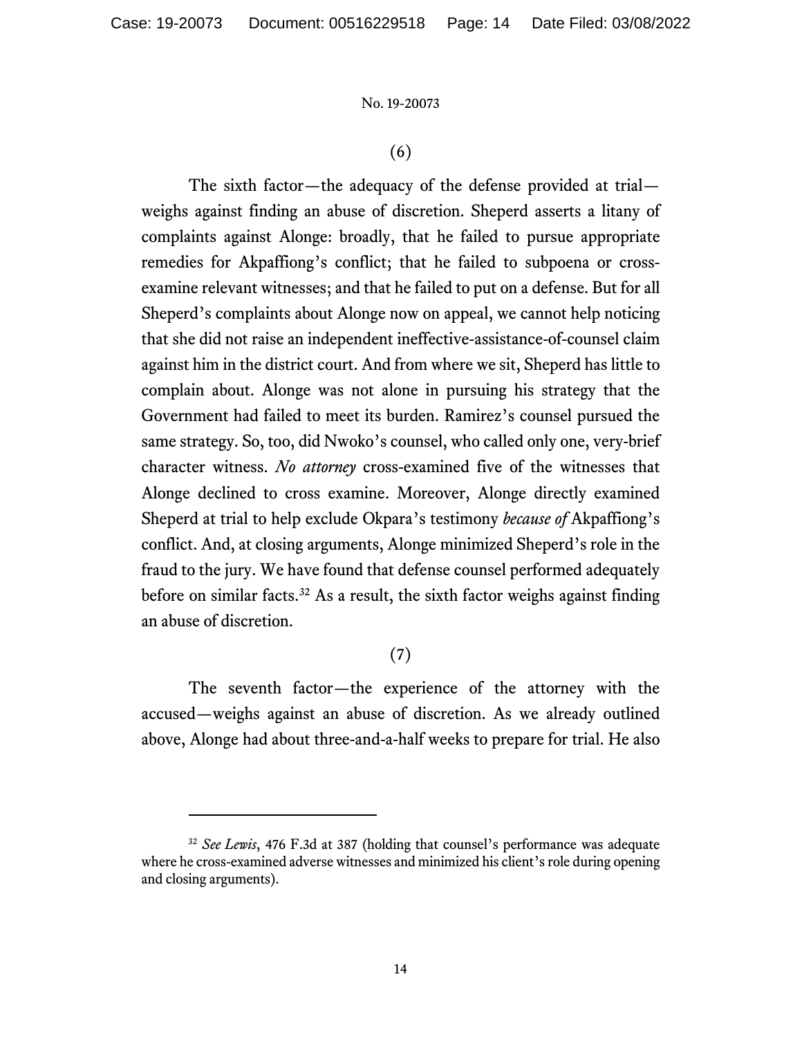(6)

The sixth factor—the adequacy of the defense provided at trial—weighs against finding an abuse of discretion. Sheperd asserts a litany of complaints against Alonge: broadly, that he failed to pursue appropriate remedies for Akpaffiong's conflict; that he failed to subpoena or cross-examine relevant witnesses; and that he failed to put on a defense. But for all Sheperd's complaints about Alonge now on appeal, we cannot help noticing that she did not raise an independent ineffective-assistance-of-counsel claim against him in the district court. And from where we sit, Sheperd has little to complain about. Alonge was not alone in pursuing his strategy that the Government had failed to meet its burden. Ramirez's counsel pursued the same strategy. So, too, did Nwoko's counsel, who called only one, very-brief character witness. *No attorney* cross-examined five of the witnesses that Alonge declined to cross examine. Moreover, Alonge directly examined Sheperd at trial to help exclude Okpara's testimony *because of* Akpaffiong's conflict. And, at closing arguments, Alonge minimized Sheperd's role in the fraud to the jury. We have found that defense counsel performed adequately before on similar facts.[32] As a result, the sixth factor weighs against finding an abuse of discretion.

(7)

The seventh factor—the experience of the attorney with the accused—weighs against an abuse of discretion. As we already outlined above, Alonge had about three-and-a-half weeks to prepare for trial. He also

---

[32] *See Lewis*, 476 F.3d at 387 (holding that counsel's performance was adequate where he cross-examined adverse witnesses and minimized his client's role during opening and closing arguments).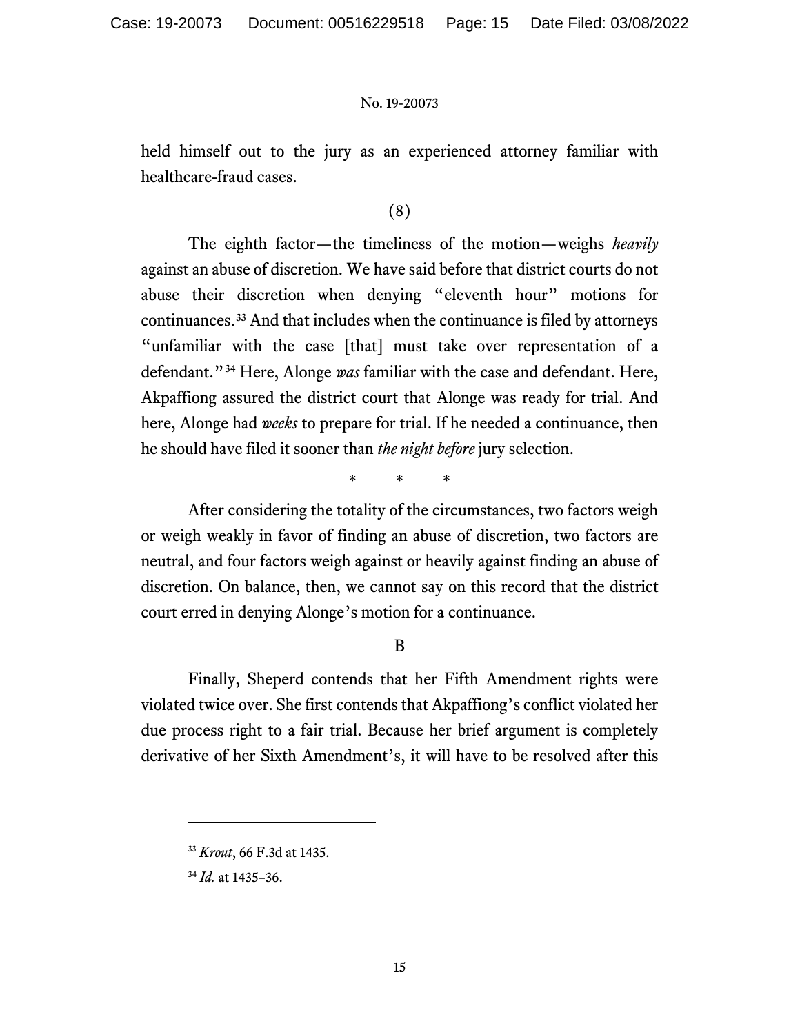held himself out to the jury as an experienced attorney familiar with healthcare-fraud cases.

(8)

The eighth factor—the timeliness of the motion—weighs *heavily* against an abuse of discretion. We have said before that district courts do not abuse their discretion when denying "eleventh hour" motions for continuances.[33] And that includes when the continuance is filed by attorneys "unfamiliar with the case [that] must take over representation of a defendant."[34] Here, Alonge *was* familiar with the case and defendant. Here, Akpaffiong assured the district court that Alonge was ready for trial. And here, Alonge had *weeks* to prepare for trial. If he needed a continuance, then he should have filed it sooner than *the night before* jury selection.

\* \* \*

After considering the totality of the circumstances, two factors weigh or weigh weakly in favor of finding an abuse of discretion, two factors are neutral, and four factors weigh against or heavily against finding an abuse of discretion. On balance, then, we cannot say on this record that the district court erred in denying Alonge's motion for a continuance.

B

Finally, Sheperd contends that her Fifth Amendment rights were violated twice over. She first contends that Akpaffiong's conflict violated her due process right to a fair trial. Because her brief argument is completely derivative of her Sixth Amendment's, it will have to be resolved after this

---

[33] *Krout*, 66 F.3d at 1435.

[34] *Id.* at 1435–36.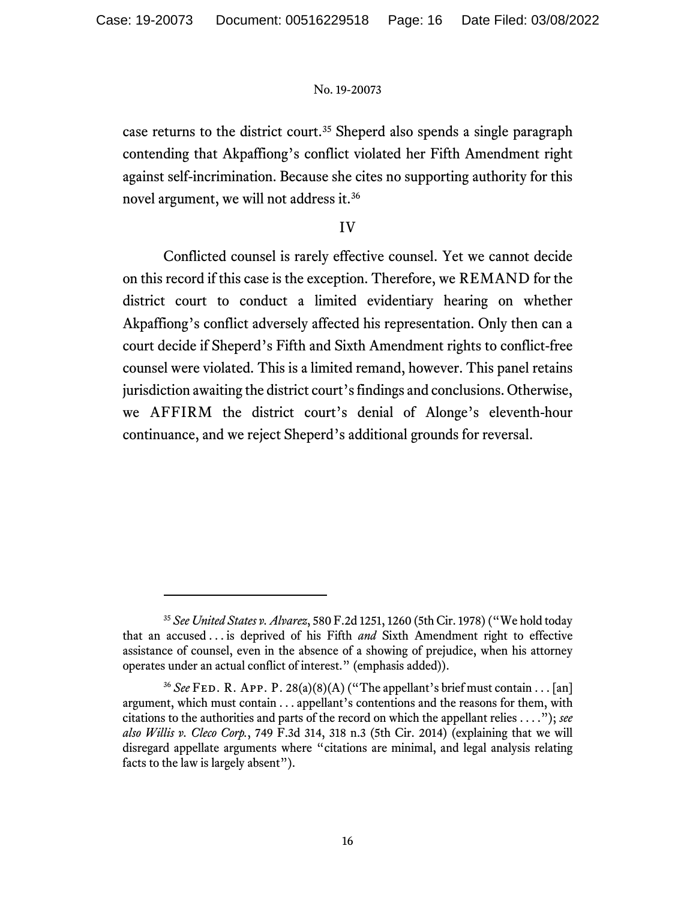case returns to the district court.[35] Sheperd also spends a single paragraph contending that Akpaffiong's conflict violated her Fifth Amendment right against self-incrimination. Because she cites no supporting authority for this novel argument, we will not address it.[36]

IV

Conflicted counsel is rarely effective counsel. Yet we cannot decide on this record if this case is the exception. Therefore, we REMAND for the district court to conduct a limited evidentiary hearing on whether Akpaffiong's conflict adversely affected his representation. Only then can a court decide if Sheperd's Fifth and Sixth Amendment rights to conflict-free counsel were violated. This is a limited remand, however. This panel retains jurisdiction awaiting the district court's findings and conclusions. Otherwise, we AFFIRM the district court's denial of Alonge's eleventh-hour continuance, and we reject Sheperd's additional grounds for reversal.

---

[35] *See United States v. Alvarez*, 580 F.2d 1251, 1260 (5th Cir. 1978) ("We hold today that an accused . . . is deprived of his Fifth *and* Sixth Amendment right to effective assistance of counsel, even in the absence of a showing of prejudice, when his attorney operates under an actual conflict of interest." (emphasis added)).

[36] *See* Fed. R. App. P. 28(a)(8)(A) ("The appellant's brief must contain . . . [an] argument, which must contain . . . appellant's contentions and the reasons for them, with citations to the authorities and parts of the record on which the appellant relies . . . ."); *see also Willis v. Cleco Corp.*, 749 F.3d 314, 318 n.3 (5th Cir. 2014) (explaining that we will disregard appellate arguments where "citations are minimal, and legal analysis relating facts to the law is largely absent").